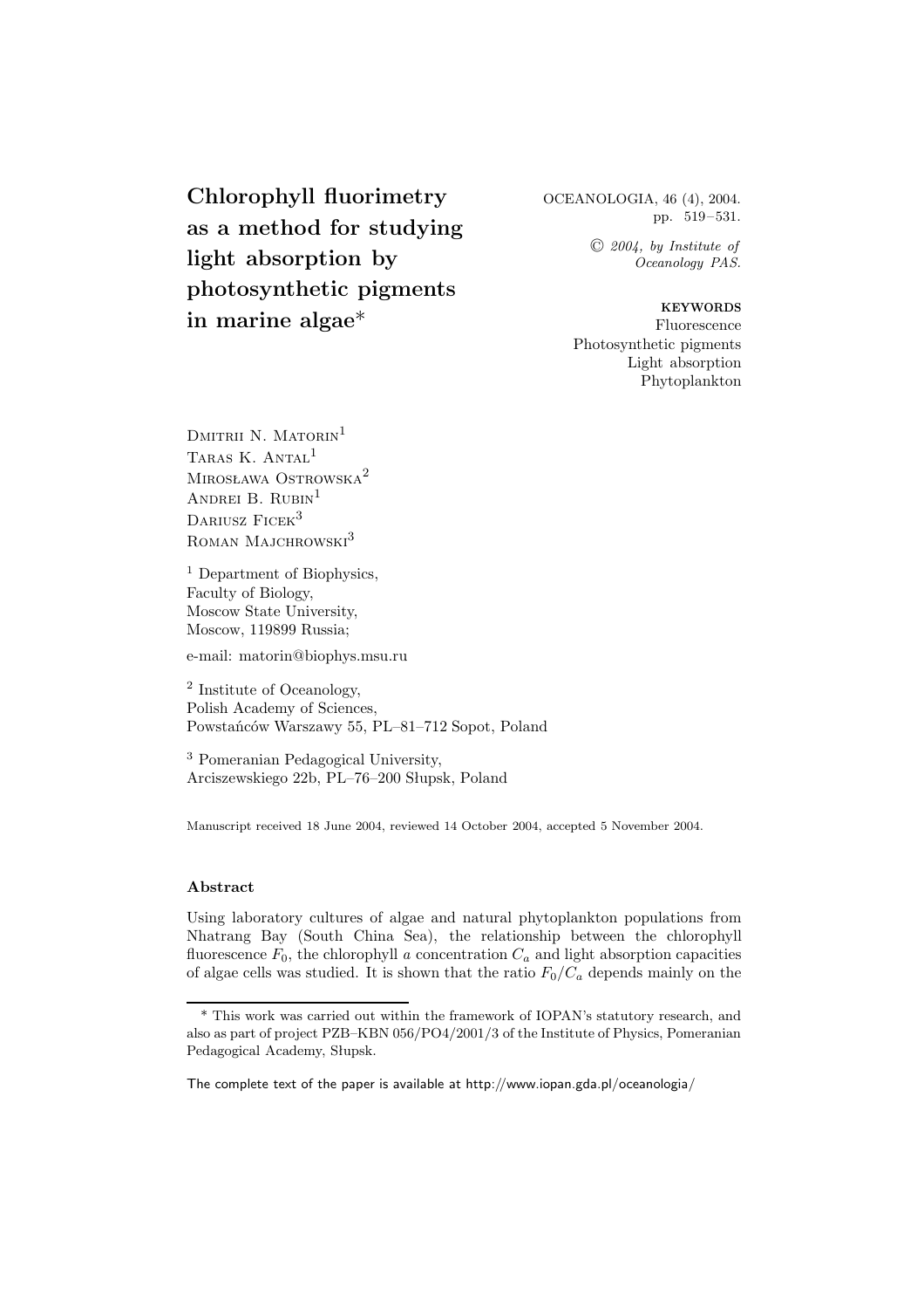# Chlorophyll fluorimetry as a method for studying light absorption by photosynthetic pigments in marine algae*

OCEANOLOGIA, 46 (4), 2004.
pp. 519–531.

© 2004, by Institute of Oceanology PAS.

**KEYWORDS**
Fluorescence
Photosynthetic pigments
Light absorption
Phytoplankton

Dmitrii N. Matorin[1]
Taras K. Antal[1]
Mirosława Ostrowska[2]
Andrei B. Rubin[1]
Dariusz Ficek[3]
Roman Majchrowski[3]

[1] Department of Biophysics,
Faculty of Biology,
Moscow State University,
Moscow, 119899 Russia;

e-mail: matorin@biophys.msu.ru

[2] Institute of Oceanology,
Polish Academy of Sciences,
Powstańców Warszawy 55, PL–81–712 Sopot, Poland

[3] Pomeranian Pedagogical University,
Arciszewskiego 22b, PL–76–200 Słupsk, Poland

Manuscript received 18 June 2004, reviewed 14 October 2004, accepted 5 November 2004.

## Abstract

Using laboratory cultures of algae and natural phytoplankton populations from Nhatrang Bay (South China Sea), the relationship between the chlorophyll fluorescence $F_0$, the chlorophyll *a* concentration $C_a$ and light absorption capacities of algae cells was studied. It is shown that the ratio $F_0/C_a$ depends mainly on the

---

* This work was carried out within the framework of IOPAN's statutory research, and also as part of project PZB–KBN 056/PO4/2001/3 of the Institute of Physics, Pomeranian Pedagogical Academy, Słupsk.

The complete text of the paper is available at http://www.iopan.gda.pl/oceanologia/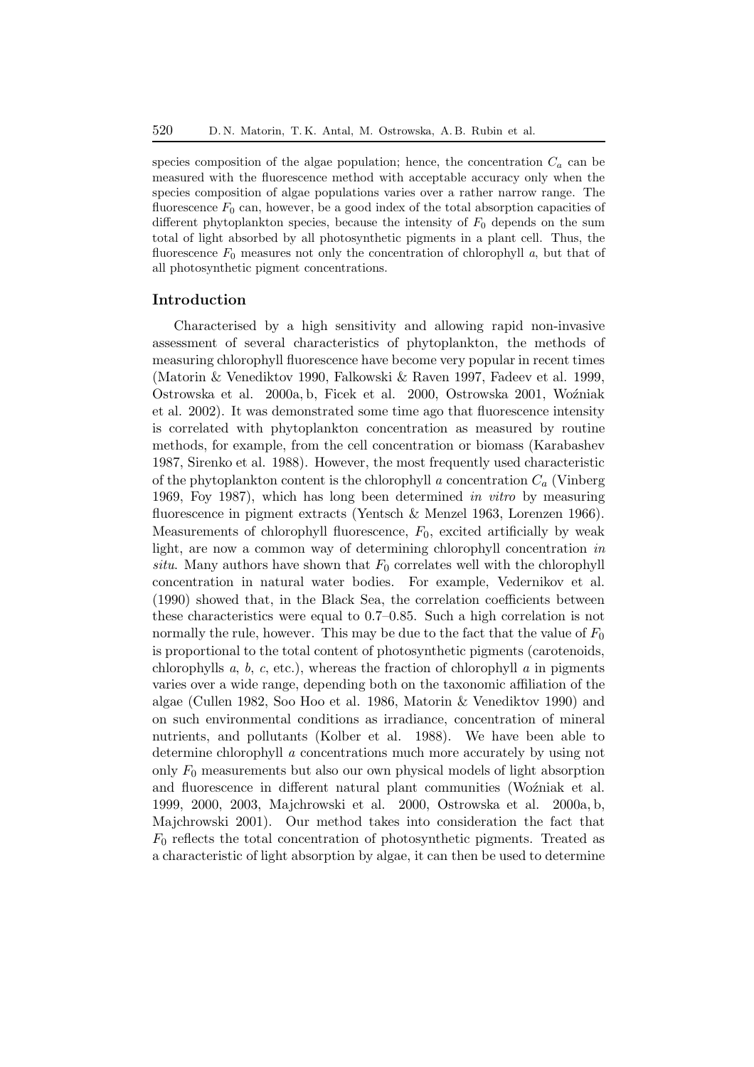species composition of the algae population; hence, the concentration $C_a$ can be measured with the fluorescence method with acceptable accuracy only when the species composition of algae populations varies over a rather narrow range. The fluorescence $F_0$ can, however, be a good index of the total absorption capacities of different phytoplankton species, because the intensity of $F_0$ depends on the sum total of light absorbed by all photosynthetic pigments in a plant cell. Thus, the fluorescence $F_0$ measures not only the concentration of chlorophyll *a*, but that of all photosynthetic pigment concentrations.

## Introduction

Characterised by a high sensitivity and allowing rapid non-invasive assessment of several characteristics of phytoplankton, the methods of measuring chlorophyll fluorescence have become very popular in recent times (Matorin & Venediktov 1990, Falkowski & Raven 1997, Fadeev et al. 1999, Ostrowska et al. 2000a, b, Ficek et al. 2000, Ostrowska 2001, Woźniak et al. 2002). It was demonstrated some time ago that fluorescence intensity is correlated with phytoplankton concentration as measured by routine methods, for example, from the cell concentration or biomass (Karabashev 1987, Sirenko et al. 1988). However, the most frequently used characteristic of the phytoplankton content is the chlorophyll *a* concentration $C_a$ (Vinberg 1969, Foy 1987), which has long been determined *in vitro* by measuring fluorescence in pigment extracts (Yentsch & Menzel 1963, Lorenzen 1966). Measurements of chlorophyll fluorescence, $F_0$, excited artificially by weak light, are now a common way of determining chlorophyll concentration *in situ*. Many authors have shown that $F_0$ correlates well with the chlorophyll concentration in natural water bodies. For example, Vedernikov et al. (1990) showed that, in the Black Sea, the correlation coefficients between these characteristics were equal to 0.7–0.85. Such a high correlation is not normally the rule, however. This may be due to the fact that the value of $F_0$ is proportional to the total content of photosynthetic pigments (carotenoids, chlorophylls *a*, *b*, *c*, etc.), whereas the fraction of chlorophyll *a* in pigments varies over a wide range, depending both on the taxonomic affiliation of the algae (Cullen 1982, Soo Hoo et al. 1986, Matorin & Venediktov 1990) and on such environmental conditions as irradiance, concentration of mineral nutrients, and pollutants (Kolber et al. 1988). We have been able to determine chlorophyll *a* concentrations much more accurately by using not only $F_0$ measurements but also our own physical models of light absorption and fluorescence in different natural plant communities (Woźniak et al. 1999, 2000, 2003, Majchrowski et al. 2000, Ostrowska et al. 2000a, b, Majchrowski 2001). Our method takes into consideration the fact that $F_0$ reflects the total concentration of photosynthetic pigments. Treated as a characteristic of light absorption by algae, it can then be used to determine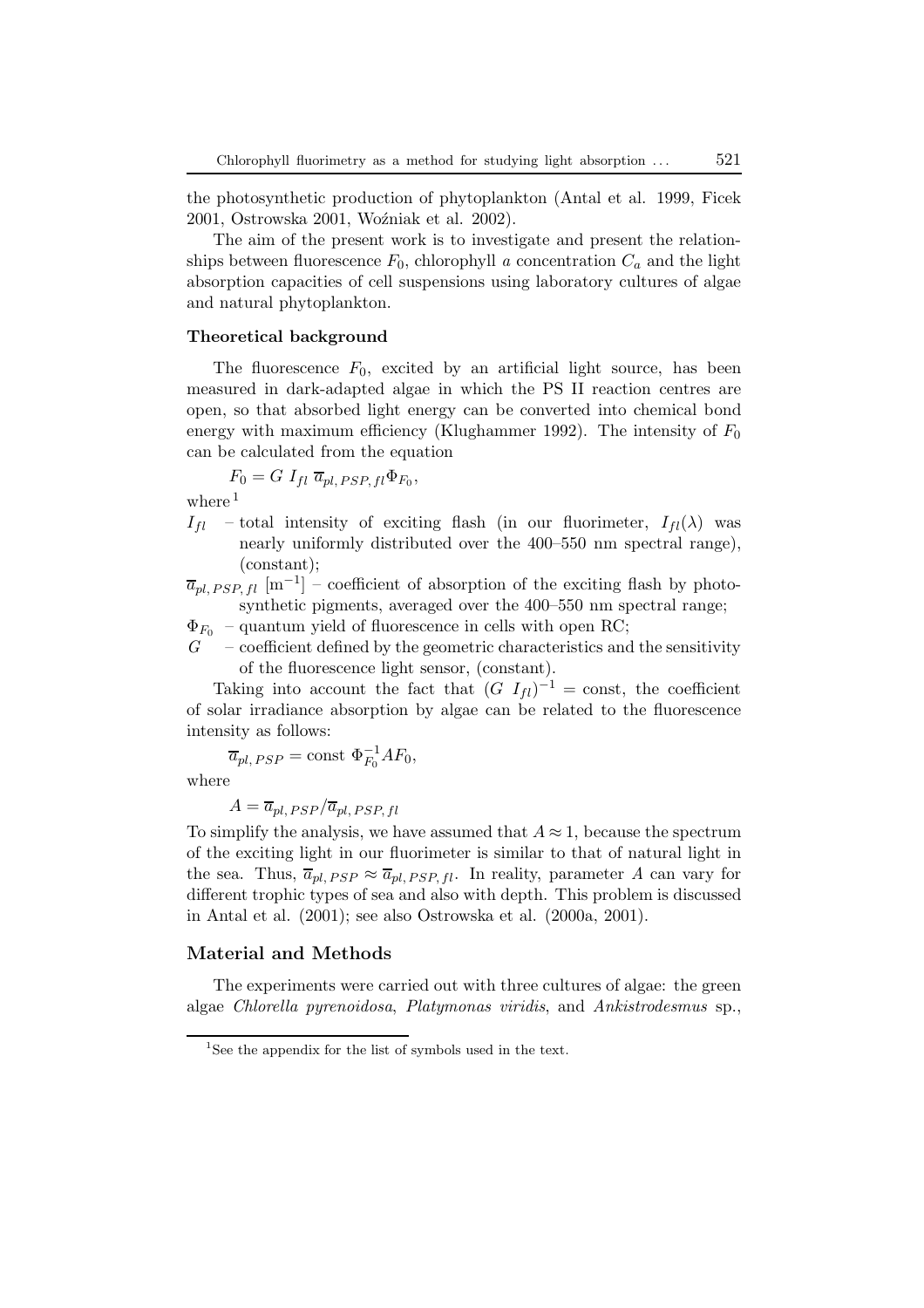the photosynthetic production of phytoplankton (Antal et al. 1999, Ficek 2001, Ostrowska 2001, Woźniak et al. 2002).

The aim of the present work is to investigate and present the relationships between fluorescence $F_0$, chlorophyll *a* concentration $C_a$ and the light absorption capacities of cell suspensions using laboratory cultures of algae and natural phytoplankton.

### Theoretical background

The fluorescence $F_0$, excited by an artificial light source, has been measured in dark-adapted algae in which the PS II reaction centres are open, so that absorbed light energy can be converted into chemical bond energy with maximum efficiency (Klughammer 1992). The intensity of $F_0$ can be calculated from the equation

$$F_0 = G\ I_{fl}\ \overline{a}_{pl,\,PSP,\,fl}\Phi_{F_0},$$

where[1]

- $I_{fl}$ – total intensity of exciting flash (in our fluorimeter, $I_{fl}(\lambda)$ was nearly uniformly distributed over the 400–550 nm spectral range), (constant);
- $\overline{a}_{pl,\,PSP,\,fl}$ $[\mathrm{m}^{-1}]$ – coefficient of absorption of the exciting flash by photosynthetic pigments, averaged over the 400–550 nm spectral range;
- $\Phi_{F_0}$ – quantum yield of fluorescence in cells with open RC;
- $G$ – coefficient defined by the geometric characteristics and the sensitivity of the fluorescence light sensor, (constant).

Taking into account the fact that $(G\ I_{fl})^{-1} = \text{const}$, the coefficient of solar irradiance absorption by algae can be related to the fluorescence intensity as follows:

$$\overline{a}_{pl,\,PSP} = \text{const}\ \Phi_{F_0}^{-1} A F_0,$$

where

$$A = \overline{a}_{pl,\,PSP} / \overline{a}_{pl,\,PSP,\,fl}$$

To simplify the analysis, we have assumed that $A \approx 1$, because the spectrum of the exciting light in our fluorimeter is similar to that of natural light in the sea. Thus, $\overline{a}_{pl,\,PSP} \approx \overline{a}_{pl,\,PSP,\,fl}$. In reality, parameter $A$ can vary for different trophic types of sea and also with depth. This problem is discussed in Antal et al. (2001); see also Ostrowska et al. (2000a, 2001).

## Material and Methods

The experiments were carried out with three cultures of algae: the green algae *Chlorella pyrenoidosa*, *Platymonas viridis*, and *Ankistrodesmus* sp.,

[1] See the appendix for the list of symbols used in the text.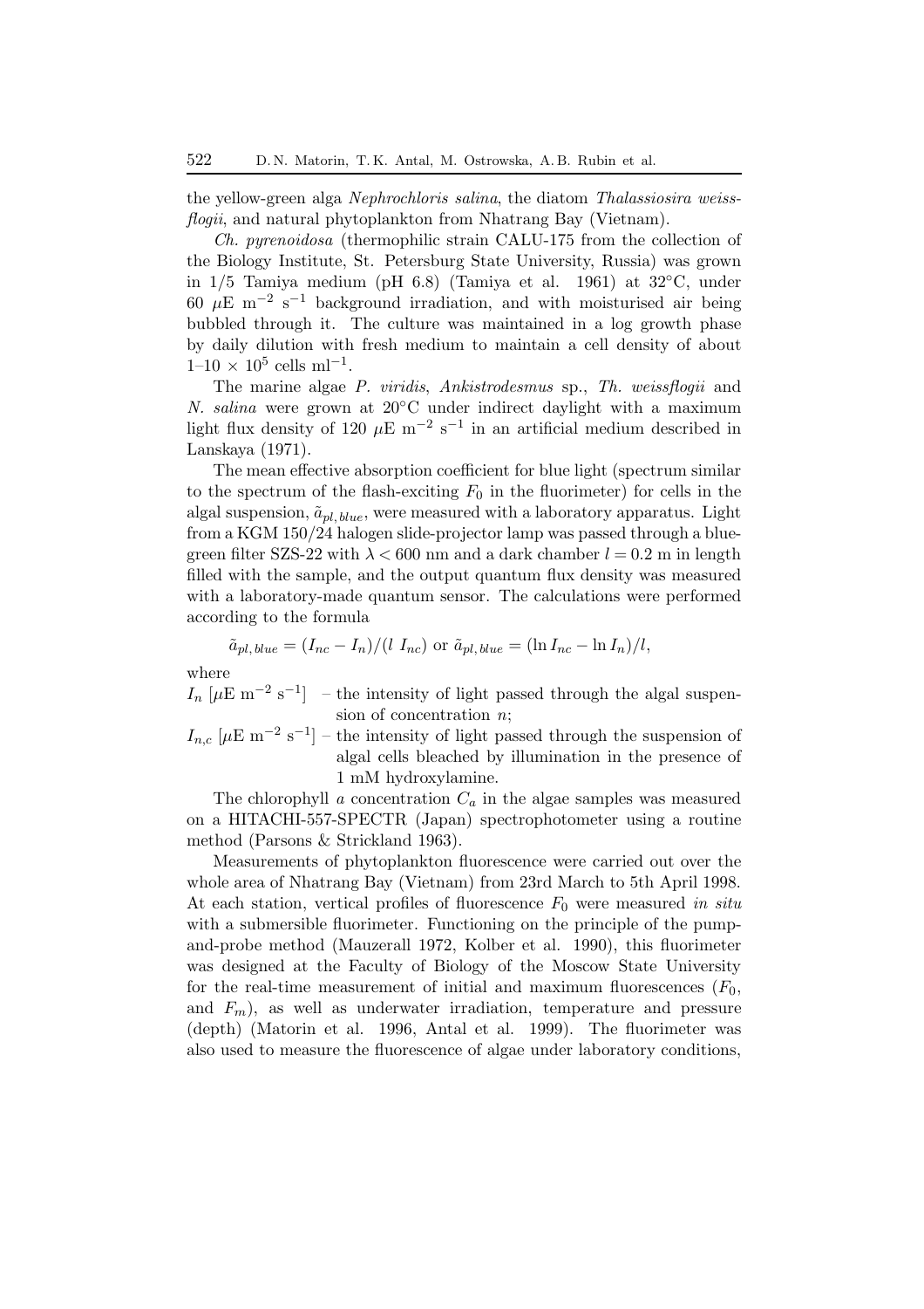the yellow-green alga *Nephrochloris salina*, the diatom *Thalassiosira weissflogii*, and natural phytoplankton from Nhatrang Bay (Vietnam).

*Ch. pyrenoidosa* (thermophilic strain CALU-175 from the collection of the Biology Institute, St. Petersburg State University, Russia) was grown in 1/5 Tamiya medium (pH 6.8) (Tamiya et al. 1961) at 32°C, under 60 $\mu$E m$^{-2}$ s$^{-1}$ background irradiation, and with moisturised air being bubbled through it. The culture was maintained in a log growth phase by daily dilution with fresh medium to maintain a cell density of about $1$–$10 \times 10^5$ cells ml$^{-1}$.

The marine algae *P. viridis*, *Ankistrodesmus* sp., *Th. weissflogii* and *N. salina* were grown at 20°C under indirect daylight with a maximum light flux density of 120 $\mu$E m$^{-2}$ s$^{-1}$ in an artificial medium described in Lanskaya (1971).

The mean effective absorption coefficient for blue light (spectrum similar to the spectrum of the flash-exciting $F_0$ in the fluorimeter) for cells in the algal suspension, $\tilde{a}_{pl,\,blue}$, were measured with a laboratory apparatus. Light from a KGM 150/24 halogen slide-projector lamp was passed through a blue-green filter SZS-22 with $\lambda < 600$ nm and a dark chamber $l = 0.2$ m in length filled with the sample, and the output quantum flux density was measured with a laboratory-made quantum sensor. The calculations were performed according to the formula

$$\tilde{a}_{pl,\,blue} = (I_{nc} - I_n)/(l\ I_{nc}) \text{ or } \tilde{a}_{pl,\,blue} = (\ln I_{nc} - \ln I_n)/l,$$

where

$I_n$ [$\mu$E m$^{-2}$ s$^{-1}$] – the intensity of light passed through the algal suspension of concentration $n$;

$I_{n,c}$ [$\mu$E m$^{-2}$ s$^{-1}$] – the intensity of light passed through the suspension of algal cells bleached by illumination in the presence of 1 mM hydroxylamine.

The chlorophyll *a* concentration $C_a$ in the algae samples was measured on a HITACHI-557-SPECTR (Japan) spectrophotometer using a routine method (Parsons & Strickland 1963).

Measurements of phytoplankton fluorescence were carried out over the whole area of Nhatrang Bay (Vietnam) from 23rd March to 5th April 1998. At each station, vertical profiles of fluorescence $F_0$ were measured *in situ* with a submersible fluorimeter. Functioning on the principle of the pump-and-probe method (Mauzerall 1972, Kolber et al. 1990), this fluorimeter was designed at the Faculty of Biology of the Moscow State University for the real-time measurement of initial and maximum fluorescences ($F_0$, and $F_m$), as well as underwater irradiation, temperature and pressure (depth) (Matorin et al. 1996, Antal et al. 1999). The fluorimeter was also used to measure the fluorescence of algae under laboratory conditions,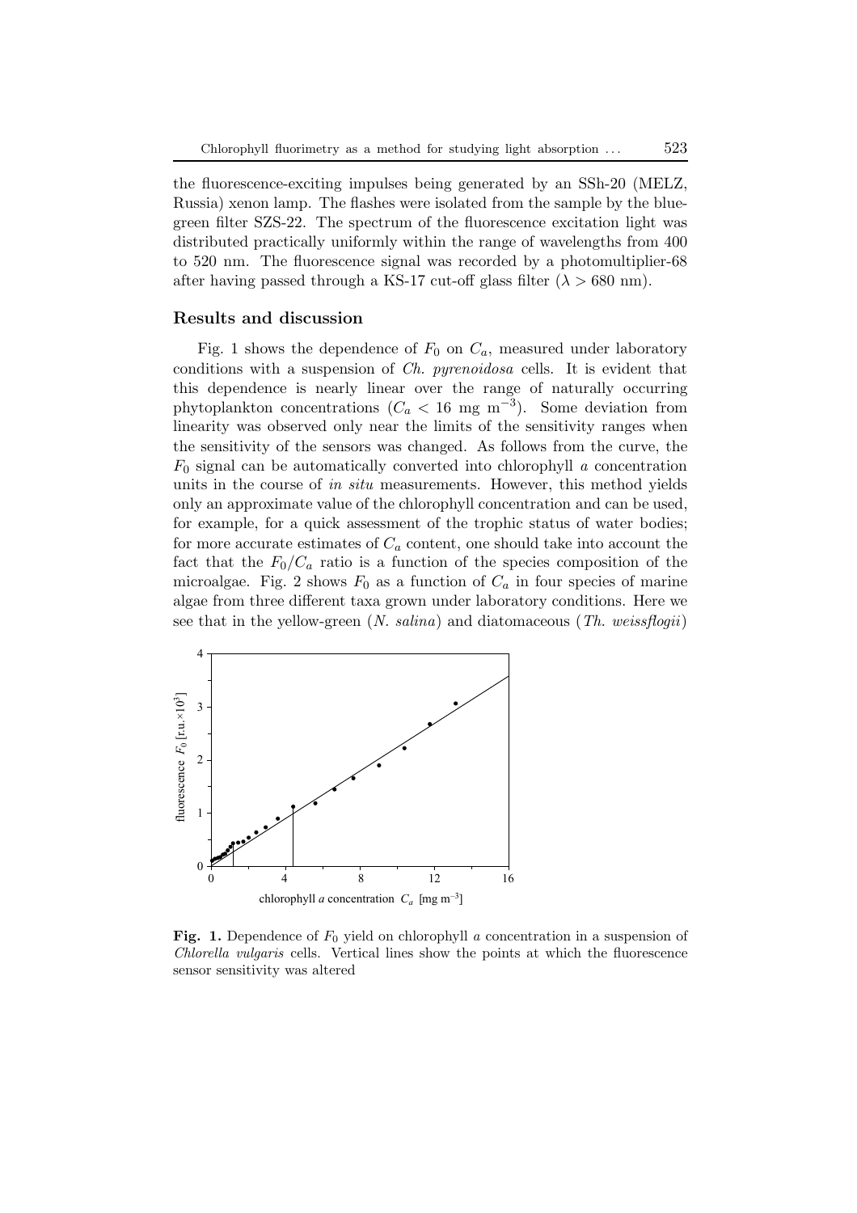the fluorescence-exciting impulses being generated by an SSh-20 (MELZ, Russia) xenon lamp. The flashes were isolated from the sample by the blue-green filter SZS-22. The spectrum of the fluorescence excitation light was distributed practically uniformly within the range of wavelengths from 400 to 520 nm. The fluorescence signal was recorded by a photomultiplier-68 after having passed through a KS-17 cut-off glass filter ($\lambda > 680$ nm).

## Results and discussion

Fig. 1 shows the dependence of $F_0$ on $C_a$, measured under laboratory conditions with a suspension of *Ch. pyrenoidosa* cells. It is evident that this dependence is nearly linear over the range of naturally occurring phytoplankton concentrations ($C_a < 16$ mg m$^{-3}$). Some deviation from linearity was observed only near the limits of the sensitivity ranges when the sensitivity of the sensors was changed. As follows from the curve, the $F_0$ signal can be automatically converted into chlorophyll *a* concentration units in the course of *in situ* measurements. However, this method yields only an approximate value of the chlorophyll concentration and can be used, for example, for a quick assessment of the trophic status of water bodies; for more accurate estimates of $C_a$ content, one should take into account the fact that the $F_0/C_a$ ratio is a function of the species composition of the microalgae. Fig. 2 shows $F_0$ as a function of $C_a$ in four species of marine algae from three different taxa grown under laboratory conditions. Here we see that in the yellow-green (*N. salina*) and diatomaceous (*Th. weissflogii*)

**Fig. 1.** Dependence of $F_0$ yield on chlorophyll *a* concentration in a suspension of *Chlorella vulgaris* cells. Vertical lines show the points at which the fluorescence sensor sensitivity was altered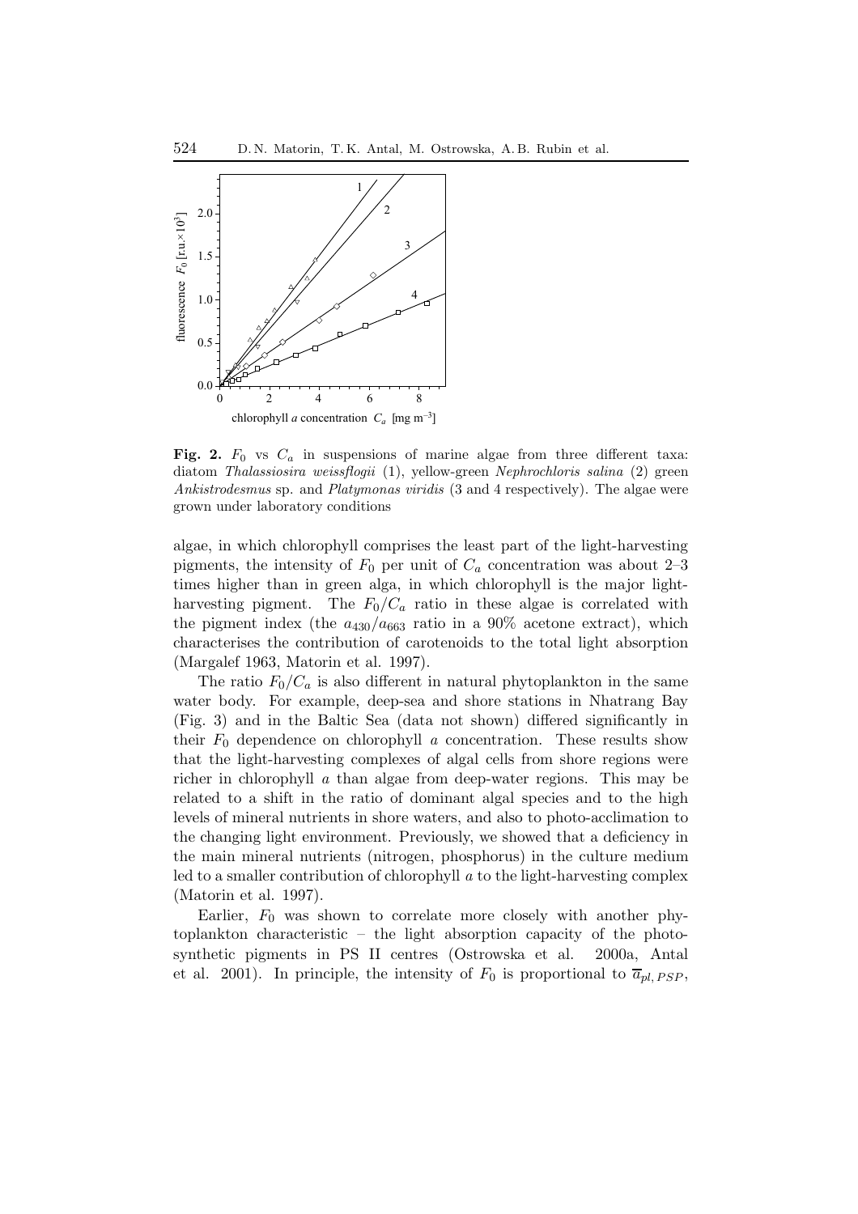**Fig. 2.** $F_0$ vs $C_a$ in suspensions of marine algae from three different taxa: diatom *Thalassiosira weissflogii* (1), yellow-green *Nephrochloris salina* (2) green *Ankistrodesmus* sp. and *Platymonas viridis* (3 and 4 respectively). The algae were grown under laboratory conditions

algae, in which chlorophyll comprises the least part of the light-harvesting pigments, the intensity of $F_0$ per unit of $C_a$ concentration was about 2–3 times higher than in green alga, in which chlorophyll is the major light-harvesting pigment. The $F_0/C_a$ ratio in these algae is correlated with the pigment index (the $a_{430}/a_{663}$ ratio in a 90% acetone extract), which characterises the contribution of carotenoids to the total light absorption (Margalef 1963, Matorin et al. 1997).

The ratio $F_0/C_a$ is also different in natural phytoplankton in the same water body. For example, deep-sea and shore stations in Nhatrang Bay (Fig. 3) and in the Baltic Sea (data not shown) differed significantly in their $F_0$ dependence on chlorophyll *a* concentration. These results show that the light-harvesting complexes of algal cells from shore regions were richer in chlorophyll *a* than algae from deep-water regions. This may be related to a shift in the ratio of dominant algal species and to the high levels of mineral nutrients in shore waters, and also to photo-acclimation to the changing light environment. Previously, we showed that a deficiency in the main mineral nutrients (nitrogen, phosphorus) in the culture medium led to a smaller contribution of chlorophyll *a* to the light-harvesting complex (Matorin et al. 1997).

Earlier, $F_0$ was shown to correlate more closely with another phytoplankton characteristic – the light absorption capacity of the photosynthetic pigments in PS II centres (Ostrowska et al. 2000a, Antal et al. 2001). In principle, the intensity of $F_0$ is proportional to $\overline{a}_{pl,PSP}$,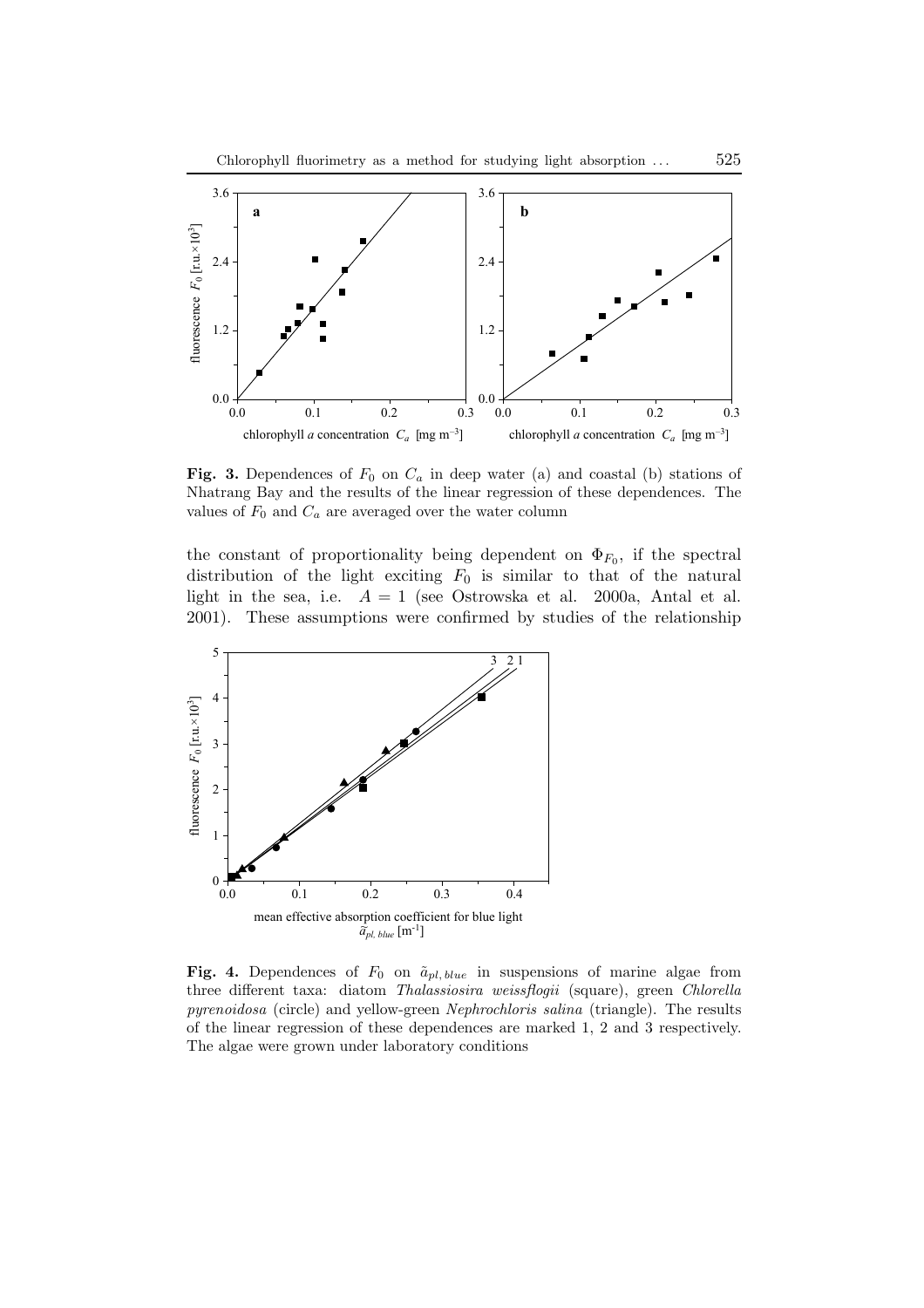**Fig. 3.** Dependences of $F_0$ on $C_a$ in deep water (a) and coastal (b) stations of Nhatrang Bay and the results of the linear regression of these dependences. The values of $F_0$ and $C_a$ are averaged over the water column

the constant of proportionality being dependent on $\Phi_{F_0}$, if the spectral distribution of the light exciting $F_0$ is similar to that of the natural light in the sea, i.e. $A = 1$ (see Ostrowska et al. 2000a, Antal et al. 2001). These assumptions were confirmed by studies of the relationship

**Fig. 4.** Dependences of $F_0$ on $\tilde{a}_{pl,\,blue}$ in suspensions of marine algae from three different taxa: diatom *Thalassiosira weissflogii* (square), green *Chlorella pyrenoidosa* (circle) and yellow-green *Nephrochloris salina* (triangle). The results of the linear regression of these dependences are marked 1, 2 and 3 respectively. The algae were grown under laboratory conditions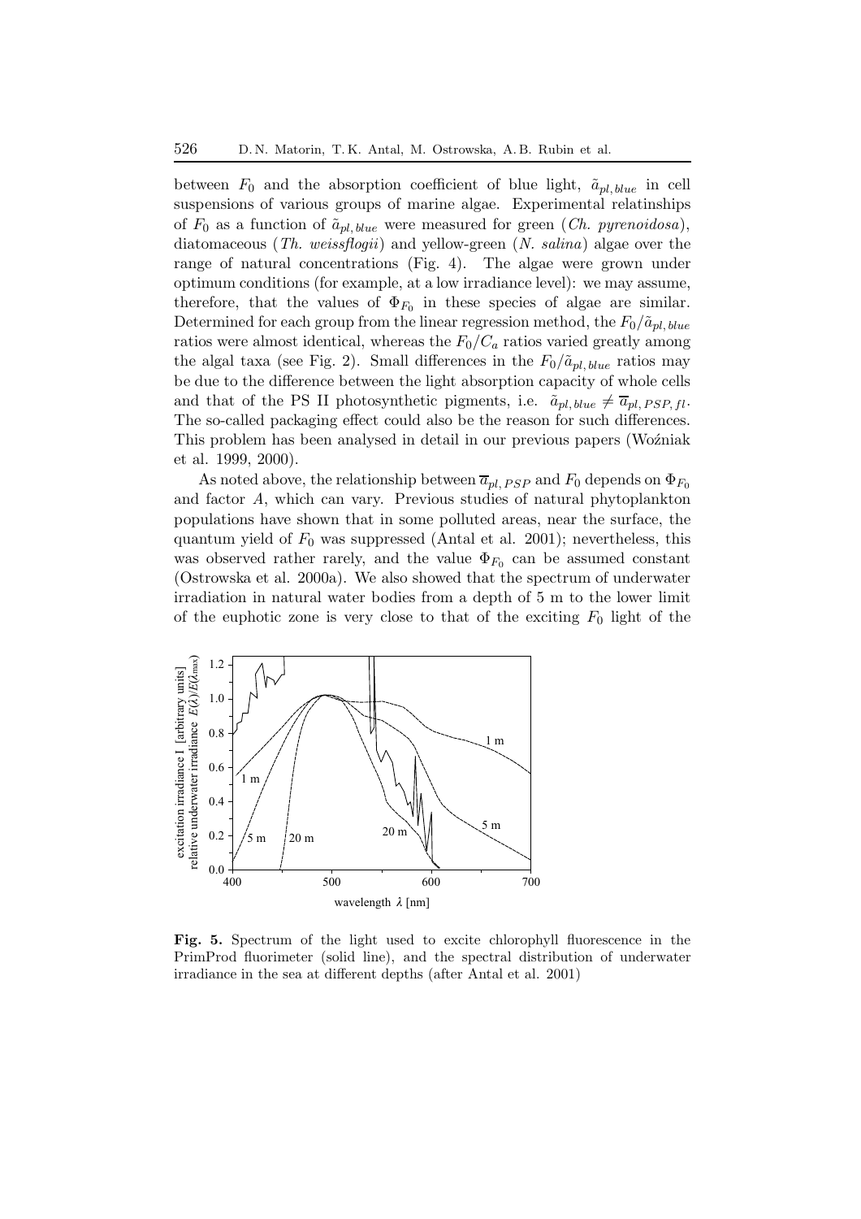between $F_0$ and the absorption coefficient of blue light, $\tilde{a}_{pl,\,blue}$ in cell suspensions of various groups of marine algae. Experimental relatinships of $F_0$ as a function of $\tilde{a}_{pl,\,blue}$ were measured for green (*Ch. pyrenoidosa*), diatomaceous (*Th. weissflogii*) and yellow-green (*N. salina*) algae over the range of natural concentrations (Fig. 4). The algae were grown under optimum conditions (for example, at a low irradiance level): we may assume, therefore, that the values of $\Phi_{F_0}$ in these species of algae are similar. Determined for each group from the linear regression method, the $F_0/\tilde{a}_{pl,\,blue}$ ratios were almost identical, whereas the $F_0/C_a$ ratios varied greatly among the algal taxa (see Fig. 2). Small differences in the $F_0/\tilde{a}_{pl,\,blue}$ ratios may be due to the difference between the light absorption capacity of whole cells and that of the PS II photosynthetic pigments, i.e. $\tilde{a}_{pl,\,blue} \neq \overline{a}_{pl,\,PSP,\,fl}$. The so-called packaging effect could also be the reason for such differences. This problem has been analysed in detail in our previous papers (Woźniak et al. 1999, 2000).

As noted above, the relationship between $\overline{a}_{pl,\,PSP}$ and $F_0$ depends on $\Phi_{F_0}$ and factor $A$, which can vary. Previous studies of natural phytoplankton populations have shown that in some polluted areas, near the surface, the quantum yield of $F_0$ was suppressed (Antal et al. 2001); nevertheless, this was observed rather rarely, and the value $\Phi_{F_0}$ can be assumed constant (Ostrowska et al. 2000a). We also showed that the spectrum of underwater irradiation in natural water bodies from a depth of 5 m to the lower limit of the euphotic zone is very close to that of the exciting $F_0$ light of the

**Fig. 5.** Spectrum of the light used to excite chlorophyll fluorescence in the PrimProd fluorimeter (solid line), and the spectral distribution of underwater irradiance in the sea at different depths (after Antal et al. 2001)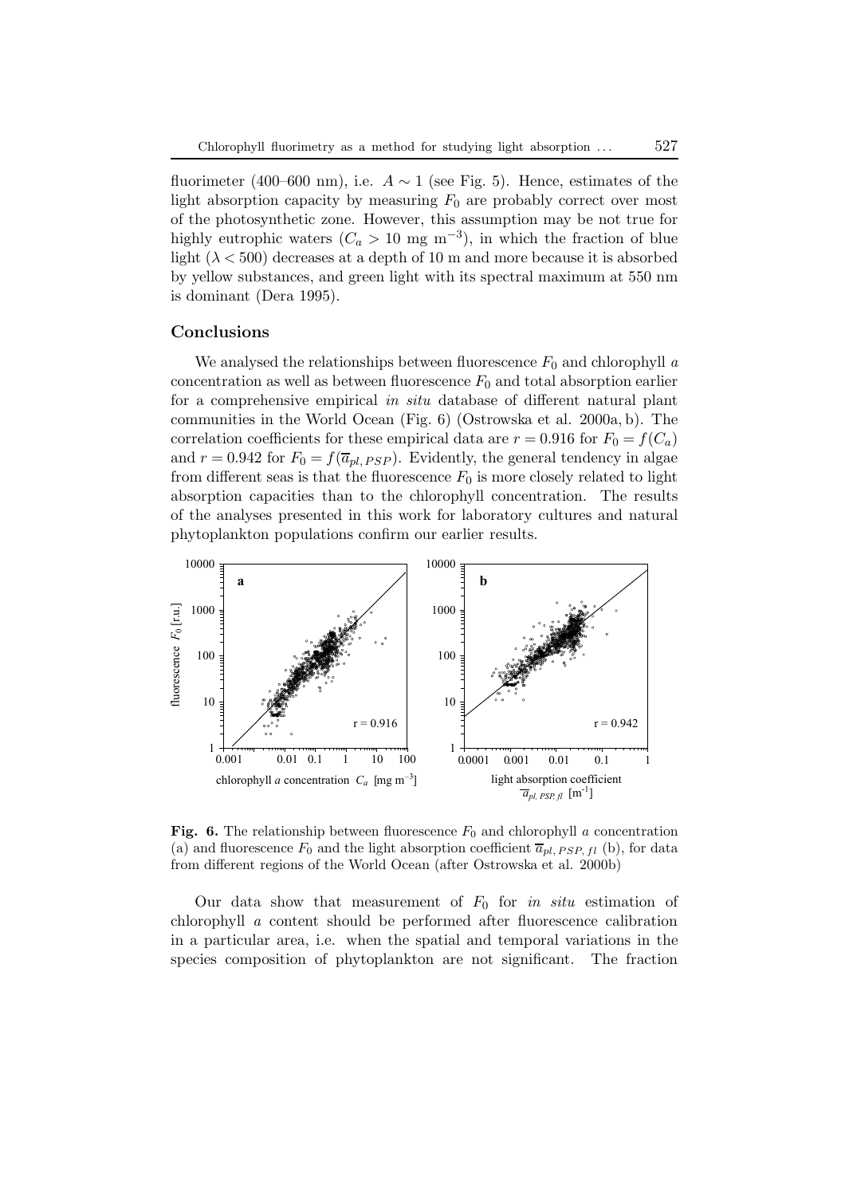fluorimeter (400–600 nm), i.e. $A \sim 1$ (see Fig. 5). Hence, estimates of the light absorption capacity by measuring $F_0$ are probably correct over most of the photosynthetic zone. However, this assumption may be not true for highly eutrophic waters ($C_a > 10$ mg m$^{-3}$), in which the fraction of blue light ($\lambda < 500$) decreases at a depth of 10 m and more because it is absorbed by yellow substances, and green light with its spectral maximum at 550 nm is dominant (Dera 1995).

## Conclusions

We analysed the relationships between fluorescence $F_0$ and chlorophyll *a* concentration as well as between fluorescence $F_0$ and total absorption earlier for a comprehensive empirical *in situ* database of different natural plant communities in the World Ocean (Fig. 6) (Ostrowska et al. 2000a, b). The correlation coefficients for these empirical data are $r = 0.916$ for $F_0 = f(C_a)$ and $r = 0.942$ for $F_0 = f(\overline{a}_{pl,\,PSP})$. Evidently, the general tendency in algae from different seas is that the fluorescence $F_0$ is more closely related to light absorption capacities than to the chlorophyll concentration. The results of the analyses presented in this work for laboratory cultures and natural phytoplankton populations confirm our earlier results.

**Fig. 6.** The relationship between fluorescence $F_0$ and chlorophyll *a* concentration (a) and fluorescence $F_0$ and the light absorption coefficient $\overline{a}_{pl,\,PSP,\,fl}$ (b), for data from different regions of the World Ocean (after Ostrowska et al. 2000b)

Our data show that measurement of $F_0$ for *in situ* estimation of chlorophyll *a* content should be performed after fluorescence calibration in a particular area, i.e. when the spatial and temporal variations in the species composition of phytoplankton are not significant. The fraction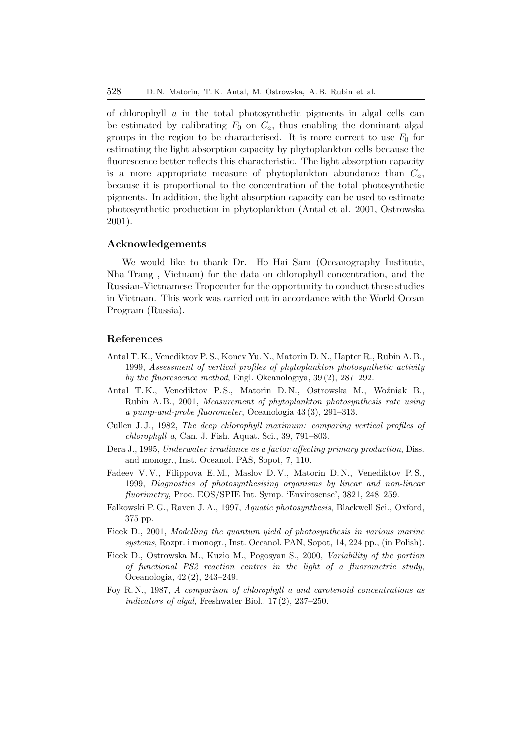of chlorophyll $a$ in the total photosynthetic pigments in algal cells can be estimated by calibrating $F_0$ on $C_a$, thus enabling the dominant algal groups in the region to be characterised. It is more correct to use $F_0$ for estimating the light absorption capacity by phytoplankton cells because the fluorescence better reflects this characteristic. The light absorption capacity is a more appropriate measure of phytoplankton abundance than $C_a$, because it is proportional to the concentration of the total photosynthetic pigments. In addition, the light absorption capacity can be used to estimate photosynthetic production in phytoplankton (Antal et al. 2001, Ostrowska 2001).

## Acknowledgements

We would like to thank Dr. Ho Hai Sam (Oceanography Institute, Nha Trang , Vietnam) for the data on chlorophyll concentration, and the Russian-Vietnamese Tropcenter for the opportunity to conduct these studies in Vietnam. This work was carried out in accordance with the World Ocean Program (Russia).

## References

Antal T. K., Venediktov P. S., Konev Yu. N., Matorin D. N., Hapter R., Rubin A. B., 1999, *Assessment of vertical profiles of phytoplankton photosynthetic activity by the fluorescence method*, Engl. Okeanologiya, 39 (2), 287–292.

Antal T. K., Venediktov P. S., Matorin D. N., Ostrowska M., Woźniak B., Rubin A. B., 2001, *Measurement of phytoplankton photosynthesis rate using a pump-and-probe fluorometer*, Oceanologia 43 (3), 291–313.

Cullen J. J., 1982, *The deep chlorophyll maximum: comparing vertical profiles of chlorophyll a*, Can. J. Fish. Aquat. Sci., 39, 791–803.

Dera J., 1995, *Underwater irradiance as a factor affecting primary production*, Diss. and monogr., Inst. Oceanol. PAS, Sopot, 7, 110.

Fadeev V. V., Filippova E. M., Maslov D. V., Matorin D. N., Venediktov P. S., 1999, *Diagnostics of photosynthesising organisms by linear and non-linear fluorimetry*, Proc. EOS/SPIE Int. Symp. 'Envirosense', 3821, 248–259.

Falkowski P. G., Raven J. A., 1997, *Aquatic photosynthesis*, Blackwell Sci., Oxford, 375 pp.

Ficek D., 2001, *Modelling the quantum yield of photosynthesis in various marine systems*, Rozpr. i monogr., Inst. Oceanol. PAN, Sopot, 14, 224 pp., (in Polish).

Ficek D., Ostrowska M., Kuzio M., Pogosyan S., 2000, *Variability of the portion of functional PS2 reaction centres in the light of a fluorometric study*, Oceanologia, 42 (2), 243–249.

Foy R. N., 1987, *A comparison of chlorophyll a and carotenoid concentrations as indicators of algal*, Freshwater Biol., 17 (2), 237–250.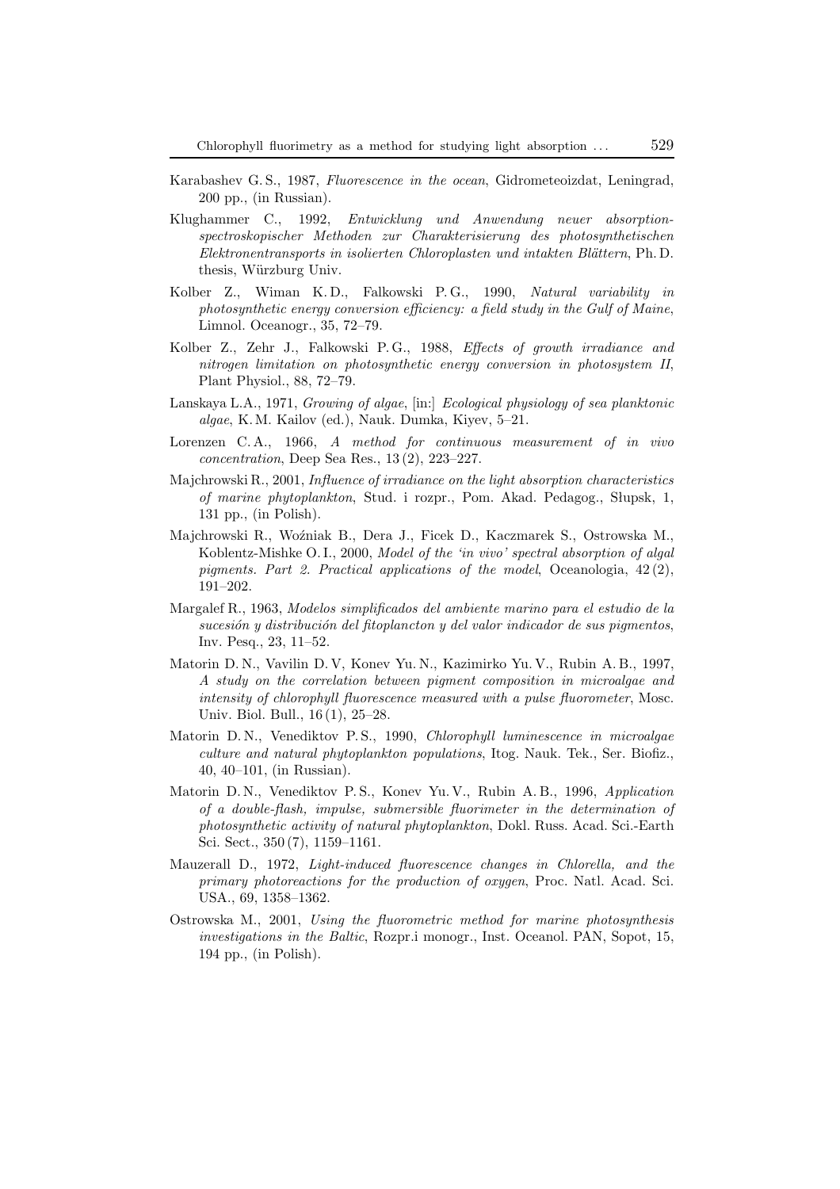Karabashev G. S., 1987, *Fluorescence in the ocean*, Gidrometeoizdat, Leningrad, 200 pp., (in Russian).

Klughammer C., 1992, *Entwicklung und Anwendung neuer absorptionspectroskopischer Methoden zur Charakterisierung des photosynthetischen Elektronentransports in isolierten Chloroplasten und intakten Blättern*, Ph. D. thesis, Würzburg Univ.

Kolber Z., Wiman K. D., Falkowski P. G., 1990, *Natural variability in photosynthetic energy conversion efficiency: a field study in the Gulf of Maine*, Limnol. Oceanogr., 35, 72–79.

Kolber Z., Zehr J., Falkowski P. G., 1988, *Effects of growth irradiance and nitrogen limitation on photosynthetic energy conversion in photosystem II*, Plant Physiol., 88, 72–79.

Lanskaya L.A., 1971, *Growing of algae*, [in:] *Ecological physiology of sea planktonic algae*, K. M. Kailov (ed.), Nauk. Dumka, Kiyev, 5–21.

Lorenzen C. A., 1966, *A method for continuous measurement of in vivo concentration*, Deep Sea Res., 13 (2), 223–227.

Majchrowski R., 2001, *Influence of irradiance on the light absorption characteristics of marine phytoplankton*, Stud. i rozpr., Pom. Akad. Pedagog., Słupsk, 1, 131 pp., (in Polish).

Majchrowski R., Woźniak B., Dera J., Ficek D., Kaczmarek S., Ostrowska M., Koblentz-Mishke O. I., 2000, *Model of the 'in vivo' spectral absorption of algal pigments. Part 2. Practical applications of the model*, Oceanologia, 42 (2), 191–202.

Margalef R., 1963, *Modelos simplificados del ambiente marino para el estudio de la sucesión y distribución del fitoplancton y del valor indicador de sus pigmentos*, Inv. Pesq., 23, 11–52.

Matorin D. N., Vavilin D. V, Konev Yu. N., Kazimirko Yu. V., Rubin A. B., 1997, *A study on the correlation between pigment composition in microalgae and intensity of chlorophyll fluorescence measured with a pulse fluorometer*, Mosc. Univ. Biol. Bull., 16 (1), 25–28.

Matorin D. N., Venediktov P. S., 1990, *Chlorophyll luminescence in microalgae culture and natural phytoplankton populations*, Itog. Nauk. Tek., Ser. Biofiz., 40, 40–101, (in Russian).

Matorin D. N., Venediktov P. S., Konev Yu. V., Rubin A. B., 1996, *Application of a double-flash, impulse, submersible fluorimeter in the determination of photosynthetic activity of natural phytoplankton*, Dokl. Russ. Acad. Sci.-Earth Sci. Sect., 350 (7), 1159–1161.

Mauzerall D., 1972, *Light-induced fluorescence changes in Chlorella, and the primary photoreactions for the production of oxygen*, Proc. Natl. Acad. Sci. USA., 69, 1358–1362.

Ostrowska M., 2001, *Using the fluorometric method for marine photosynthesis investigations in the Baltic*, Rozpr.i monogr., Inst. Oceanol. PAN, Sopot, 15, 194 pp., (in Polish).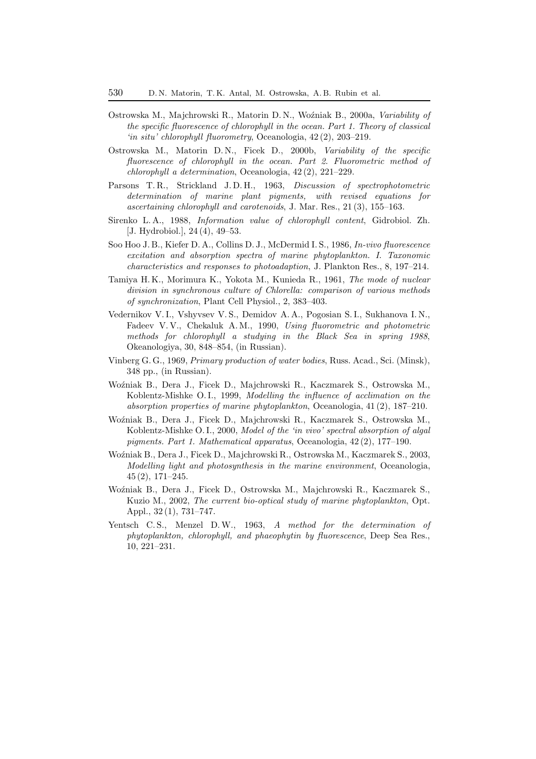Ostrowska M., Majchrowski R., Matorin D. N., Woźniak B., 2000a, *Variability of the specific fluorescence of chlorophyll in the ocean. Part 1. Theory of classical 'in situ' chlorophyll fluorometry*, Oceanologia, 42 (2), 203–219.

Ostrowska M., Matorin D. N., Ficek D., 2000b, *Variability of the specific fluorescence of chlorophyll in the ocean. Part 2. Fluorometric method of chlorophyll a determination*, Oceanologia, 42 (2), 221–229.

Parsons T. R., Strickland J. D. H., 1963, *Discussion of spectrophotometric determination of marine plant pigments, with revised equations for ascertaining chlorophyll and carotenoids*, J. Mar. Res., 21 (3), 155–163.

Sirenko L. A., 1988, *Information value of chlorophyll content*, Gidrobiol. Zh. [J. Hydrobiol.], 24 (4), 49–53.

Soo Hoo J. B., Kiefer D. A., Collins D. J., McDermid I. S., 1986, *In-vivo fluorescence excitation and absorption spectra of marine phytoplankton. I. Taxonomic characteristics and responses to photoadaption*, J. Plankton Res., 8, 197–214.

Tamiya H. K., Morimura K., Yokota M., Kunieda R., 1961, *The mode of nuclear division in synchronous culture of Chlorella: comparison of various methods of synchronization*, Plant Cell Physiol., 2, 383–403.

Vedernikov V. I., Vshyvsev V. S., Demidov A. A., Pogosian S. I., Sukhanova I. N., Fadeev V. V., Chekaluk A. M., 1990, *Using fluorometric and photometric methods for chlorophyll a studying in the Black Sea in spring 1988*, Okeanologiya, 30, 848–854, (in Russian).

Vinberg G. G., 1969, *Primary production of water bodies*, Russ. Acad., Sci. (Minsk), 348 pp., (in Russian).

Woźniak B., Dera J., Ficek D., Majchrowski R., Kaczmarek S., Ostrowska M., Koblentz-Mishke O. I., 1999, *Modelling the influence of acclimation on the absorption properties of marine phytoplankton*, Oceanologia, 41 (2), 187–210.

Woźniak B., Dera J., Ficek D., Majchrowski R., Kaczmarek S., Ostrowska M., Koblentz-Mishke O. I., 2000, *Model of the 'in vivo' spectral absorption of algal pigments. Part 1. Mathematical apparatus*, Oceanologia, 42 (2), 177–190.

Woźniak B., Dera J., Ficek D., Majchrowski R., Ostrowska M., Kaczmarek S., 2003, *Modelling light and photosynthesis in the marine environment*, Oceanologia, 45 (2), 171–245.

Woźniak B., Dera J., Ficek D., Ostrowska M., Majchrowski R., Kaczmarek S., Kuzio M., 2002, *The current bio-optical study of marine phytoplankton*, Opt. Appl., 32 (1), 731–747.

Yentsch C. S., Menzel D. W., 1963, *A method for the determination of phytoplankton, chlorophyll, and phaeophytin by fluorescence*, Deep Sea Res., 10, 221–231.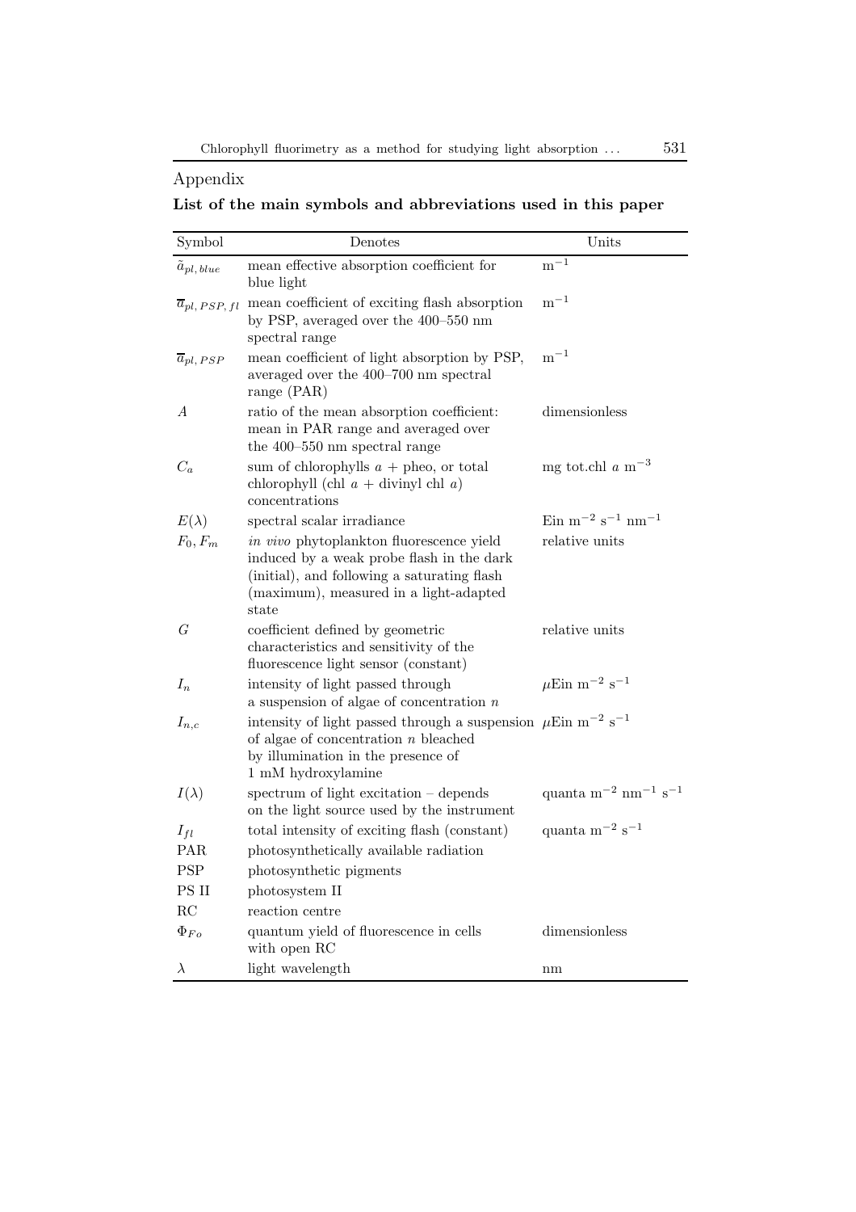## Appendix

### List of the main symbols and abbreviations used in this paper

| Symbol | Denotes | Units |
|---|---|---|
| $\tilde{a}_{pl,\,blue}$ | mean effective absorption coefficient for blue light | $m^{-1}$ |
| $\overline{a}_{pl,\,PSP,\,fl}$ | mean coefficient of exciting flash absorption by PSP, averaged over the 400–550 nm spectral range | $m^{-1}$ |
| $\overline{a}_{pl,\,PSP}$ | mean coefficient of light absorption by PSP, averaged over the 400–700 nm spectral range (PAR) | $m^{-1}$ |
| $A$ | ratio of the mean absorption coefficient: mean in PAR range and averaged over the 400–550 nm spectral range | dimensionless |
| $C_a$ | sum of chlorophylls $a$ + pheo, or total chlorophyll (chl $a$ + divinyl chl $a$) concentrations | mg tot.chl $a$ $m^{-3}$ |
| $E(\lambda)$ | spectral scalar irradiance | Ein $m^{-2}$ $s^{-1}$ $nm^{-1}$ |
| $F_0, F_m$ | *in vivo* phytoplankton fluorescence yield induced by a weak probe flash in the dark (initial), and following a saturating flash (maximum), measured in a light-adapted state | relative units |
| $G$ | coefficient defined by geometric characteristics and sensitivity of the fluorescence light sensor (constant) | relative units |
| $I_n$ | intensity of light passed through a suspension of algae of concentration $n$ | $\mu$Ein $m^{-2}$ $s^{-1}$ |
| $I_{n,c}$ | intensity of light passed through a suspension of algae of concentration $n$ bleached by illumination in the presence of 1 mM hydroxylamine | $\mu$Ein $m^{-2}$ $s^{-1}$ |
| $I(\lambda)$ | spectrum of light excitation – depends on the light source used by the instrument | quanta $m^{-2}$ $nm^{-1}$ $s^{-1}$ |
| $I_{fl}$ | total intensity of exciting flash (constant) | quanta $m^{-2}$ $s^{-1}$ |
| PAR | photosynthetically available radiation | |
| PSP | photosynthetic pigments | |
| PS II | photosystem II | |
| RC | reaction centre | |
| $\Phi_{Fo}$ | quantum yield of fluorescence in cells with open RC | dimensionless |
| $\lambda$ | light wavelength | nm |